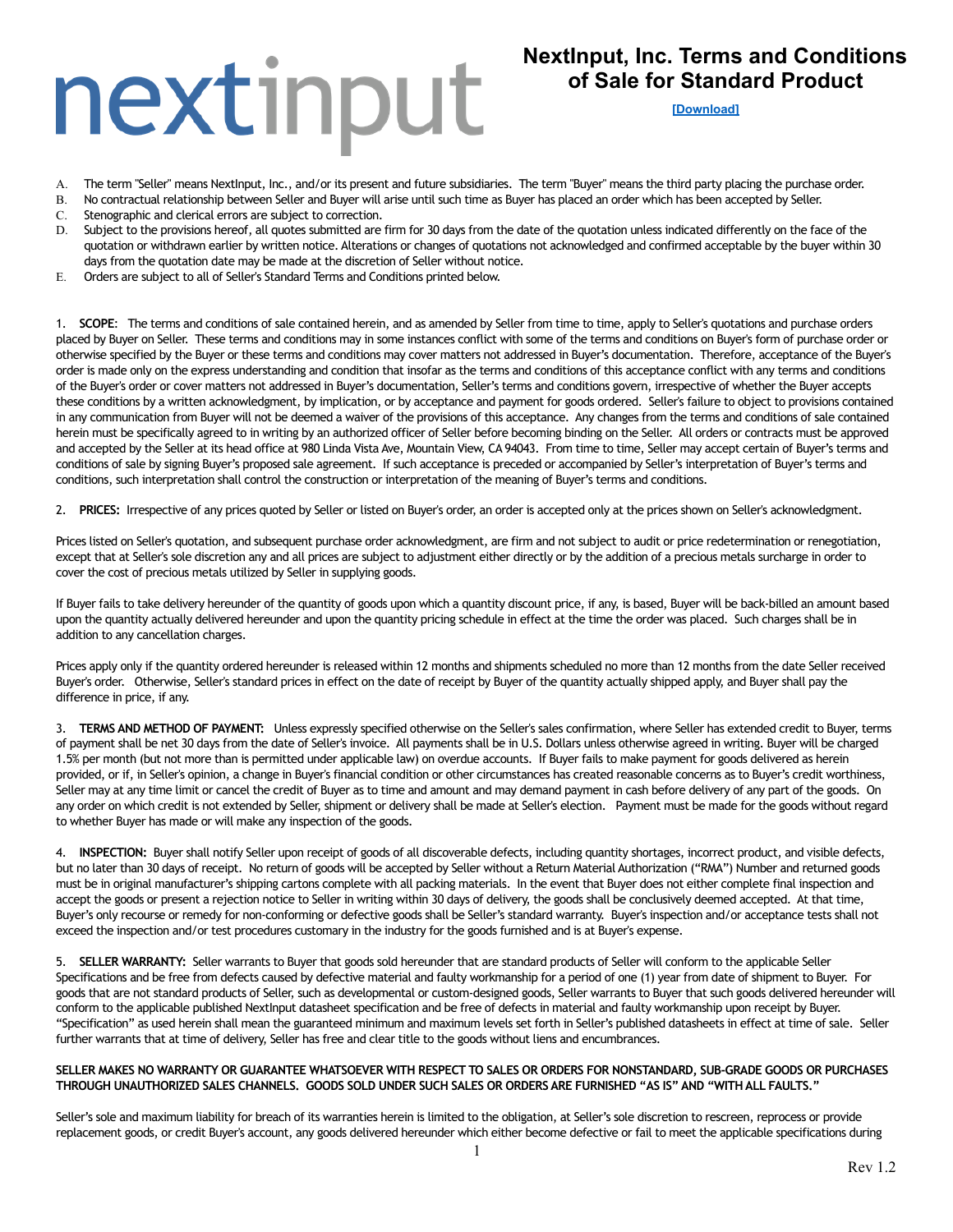# NextInput, Inc. Terms and Conditions of Sale for Standard Product

[Download]

A. The term "Seller" means NextInput, Inc., and/or its present and future subsidiaries. The term "Buyer" means the third party placing the purchase order.
B. No contractual relationship between Seller and Buyer will arise until such time as Buyer has placed an order which has been accepted by Seller.
C. Stenographic and clerical errors are subject to correction.
D. Subject to the provisions hereof, all quotes submitted are firm for 30 days from the date of the quotation unless indicated differently on the face of the quotation or withdrawn earlier by written notice. Alterations or changes of quotations not acknowledged and confirmed acceptable by the buyer within 30 days from the quotation date may be made at the discretion of Seller without notice.
E. Orders are subject to all of Seller's Standard Terms and Conditions printed below.

1. **SCOPE**: The terms and conditions of sale contained herein, and as amended by Seller from time to time, apply to Seller's quotations and purchase orders placed by Buyer on Seller. These terms and conditions may in some instances conflict with some of the terms and conditions on Buyer's form of purchase order or otherwise specified by the Buyer or these terms and conditions may cover matters not addressed in Buyer's documentation. Therefore, acceptance of the Buyer's order is made only on the express understanding and condition that insofar as the terms and conditions of this acceptance conflict with any terms and conditions of the Buyer's order or cover matters not addressed in Buyer's documentation, Seller's terms and conditions govern, irrespective of whether the Buyer accepts these conditions by a written acknowledgment, by implication, or by acceptance and payment for goods ordered. Seller's failure to object to provisions contained in any communication from Buyer will not be deemed a waiver of the provisions of this acceptance. Any changes from the terms and conditions of sale contained herein must be specifically agreed to in writing by an authorized officer of Seller before becoming binding on the Seller. All orders or contracts must be approved and accepted by the Seller at its head office at 980 Linda Vista Ave, Mountain View, CA 94043. From time to time, Seller may accept certain of Buyer's terms and conditions of sale by signing Buyer's proposed sale agreement. If such acceptance is preceded or accompanied by Seller's interpretation of Buyer's terms and conditions, such interpretation shall control the construction or interpretation of the meaning of Buyer's terms and conditions.

2. **PRICES:** Irrespective of any prices quoted by Seller or listed on Buyer's order, an order is accepted only at the prices shown on Seller's acknowledgment.

Prices listed on Seller's quotation, and subsequent purchase order acknowledgment, are firm and not subject to audit or price redetermination or renegotiation, except that at Seller's sole discretion any and all prices are subject to adjustment either directly or by the addition of a precious metals surcharge in order to cover the cost of precious metals utilized by Seller in supplying goods.

If Buyer fails to take delivery hereunder of the quantity of goods upon which a quantity discount price, if any, is based, Buyer will be back-billed an amount based upon the quantity actually delivered hereunder and upon the quantity pricing schedule in effect at the time the order was placed. Such charges shall be in addition to any cancellation charges.

Prices apply only if the quantity ordered hereunder is released within 12 months and shipments scheduled no more than 12 months from the date Seller received Buyer's order. Otherwise, Seller's standard prices in effect on the date of receipt by Buyer of the quantity actually shipped apply, and Buyer shall pay the difference in price, if any.

3. **TERMS AND METHOD OF PAYMENT:** Unless expressly specified otherwise on the Seller's sales confirmation, where Seller has extended credit to Buyer, terms of payment shall be net 30 days from the date of Seller's invoice. All payments shall be in U.S. Dollars unless otherwise agreed in writing. Buyer will be charged 1.5% per month (but not more than is permitted under applicable law) on overdue accounts. If Buyer fails to make payment for goods delivered as herein provided, or if, in Seller's opinion, a change in Buyer's financial condition or other circumstances has created reasonable concerns as to Buyer's credit worthiness, Seller may at any time limit or cancel the credit of Buyer as to time and amount and may demand payment in cash before delivery of any part of the goods. On any order on which credit is not extended by Seller, shipment or delivery shall be made at Seller's election. Payment must be made for the goods without regard to whether Buyer has made or will make any inspection of the goods.

4. **INSPECTION:** Buyer shall notify Seller upon receipt of goods of all discoverable defects, including quantity shortages, incorrect product, and visible defects, but no later than 30 days of receipt. No return of goods will be accepted by Seller without a Return Material Authorization ("RMA") Number and returned goods must be in original manufacturer's shipping cartons complete with all packing materials. In the event that Buyer does not either complete final inspection and accept the goods or present a rejection notice to Seller in writing within 30 days of delivery, the goods shall be conclusively deemed accepted. At that time, Buyer's only recourse or remedy for non-conforming or defective goods shall be Seller's standard warranty. Buyer's inspection and/or acceptance tests shall not exceed the inspection and/or test procedures customary in the industry for the goods furnished and is at Buyer's expense.

5. **SELLER WARRANTY:** Seller warrants to Buyer that goods sold hereunder that are standard products of Seller will conform to the applicable Seller Specifications and be free from defects caused by defective material and faulty workmanship for a period of one (1) year from date of shipment to Buyer. For goods that are not standard products of Seller, such as developmental or custom-designed goods, Seller warrants to Buyer that such goods delivered hereunder will conform to the applicable published NextInput datasheet specification and be free of defects in material and faulty workmanship upon receipt by Buyer. "Specification" as used herein shall mean the guaranteed minimum and maximum levels set forth in Seller's published datasheets in effect at time of sale. Seller further warrants that at time of delivery, Seller has free and clear title to the goods without liens and encumbrances.

**SELLER MAKES NO WARRANTY OR GUARANTEE WHATSOEVER WITH RESPECT TO SALES OR ORDERS FOR NONSTANDARD, SUB-GRADE GOODS OR PURCHASES THROUGH UNAUTHORIZED SALES CHANNELS. GOODS SOLD UNDER SUCH SALES OR ORDERS ARE FURNISHED "AS IS" AND "WITH ALL FAULTS."**

Seller's sole and maximum liability for breach of its warranties herein is limited to the obligation, at Seller's sole discretion to rescreen, reprocess or provide replacement goods, or credit Buyer's account, any goods delivered hereunder which either become defective or fail to meet the applicable specifications during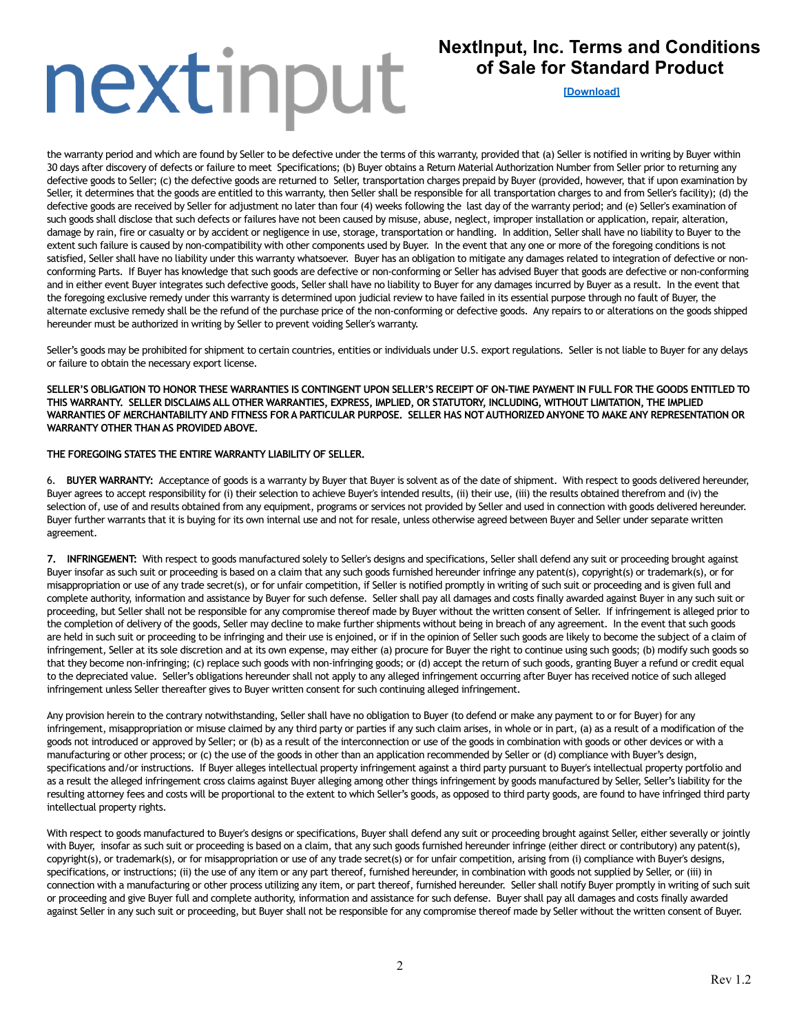the warranty period and which are found by Seller to be defective under the terms of this warranty, provided that (a) Seller is notified in writing by Buyer within 30 days after discovery of defects or failure to meet Specifications; (b) Buyer obtains a Return Material Authorization Number from Seller prior to returning any defective goods to Seller; (c) the defective goods are returned to Seller, transportation charges prepaid by Buyer (provided, however, that if upon examination by Seller, it determines that the goods are entitled to this warranty, then Seller shall be responsible for all transportation charges to and from Seller's facility); (d) the defective goods are received by Seller for adjustment no later than four (4) weeks following the last day of the warranty period; and (e) Seller's examination of such goods shall disclose that such defects or failures have not been caused by misuse, abuse, neglect, improper installation or application, repair, alteration, damage by rain, fire or casualty or by accident or negligence in use, storage, transportation or handling. In addition, Seller shall have no liability to Buyer to the extent such failure is caused by non-compatibility with other components used by Buyer. In the event that any one or more of the foregoing conditions is not satisfied, Seller shall have no liability under this warranty whatsoever. Buyer has an obligation to mitigate any damages related to integration of defective or non-conforming Parts. If Buyer has knowledge that such goods are defective or non-conforming or Seller has advised Buyer that goods are defective or non-conforming and in either event Buyer integrates such defective goods, Seller shall have no liability to Buyer for any damages incurred by Buyer as a result. In the event that the foregoing exclusive remedy under this warranty is determined upon judicial review to have failed in its essential purpose through no fault of Buyer, the alternate exclusive remedy shall be the refund of the purchase price of the non-conforming or defective goods. Any repairs to or alterations on the goods shipped hereunder must be authorized in writing by Seller to prevent voiding Seller's warranty.

Seller's goods may be prohibited for shipment to certain countries, entities or individuals under U.S. export regulations. Seller is not liable to Buyer for any delays or failure to obtain the necessary export license.

**SELLER'S OBLIGATION TO HONOR THESE WARRANTIES IS CONTINGENT UPON SELLER'S RECEIPT OF ON-TIME PAYMENT IN FULL FOR THE GOODS ENTITLED TO THIS WARRANTY. SELLER DISCLAIMS ALL OTHER WARRANTIES, EXPRESS, IMPLIED, OR STATUTORY, INCLUDING, WITHOUT LIMITATION, THE IMPLIED WARRANTIES OF MERCHANTABILITY AND FITNESS FOR A PARTICULAR PURPOSE. SELLER HAS NOT AUTHORIZED ANYONE TO MAKE ANY REPRESENTATION OR WARRANTY OTHER THAN AS PROVIDED ABOVE.**

**THE FOREGOING STATES THE ENTIRE WARRANTY LIABILITY OF SELLER.**

6. **BUYER WARRANTY:** Acceptance of goods is a warranty by Buyer that Buyer is solvent as of the date of shipment. With respect to goods delivered hereunder, Buyer agrees to accept responsibility for (i) their selection to achieve Buyer's intended results, (ii) their use, (iii) the results obtained therefrom and (iv) the selection of, use of and results obtained from any equipment, programs or services not provided by Seller and used in connection with goods delivered hereunder. Buyer further warrants that it is buying for its own internal use and not for resale, unless otherwise agreed between Buyer and Seller under separate written agreement.

7. **INFRINGEMENT:** With respect to goods manufactured solely to Seller's designs and specifications, Seller shall defend any suit or proceeding brought against Buyer insofar as such suit or proceeding is based on a claim that any such goods furnished hereunder infringe any patent(s), copyright(s) or trademark(s), or for misappropriation or use of any trade secret(s), or for unfair competition, if Seller is notified promptly in writing of such suit or proceeding and is given full and complete authority, information and assistance by Buyer for such defense. Seller shall pay all damages and costs finally awarded against Buyer in any such suit or proceeding, but Seller shall not be responsible for any compromise thereof made by Buyer without the written consent of Seller. If infringement is alleged prior to the completion of delivery of the goods, Seller may decline to make further shipments without being in breach of any agreement. In the event that such goods are held in such suit or proceeding to be infringing and their use is enjoined, or if in the opinion of Seller such goods are likely to become the subject of a claim of infringement, Seller at its sole discretion and at its own expense, may either (a) procure for Buyer the right to continue using such goods; (b) modify such goods so that they become non-infringing; (c) replace such goods with non-infringing goods; or (d) accept the return of such goods, granting Buyer a refund or credit equal to the depreciated value. Seller's obligations hereunder shall not apply to any alleged infringement occurring after Buyer has received notice of such alleged infringement unless Seller thereafter gives to Buyer written consent for such continuing alleged infringement.

Any provision herein to the contrary notwithstanding, Seller shall have no obligation to Buyer (to defend or make any payment to or for Buyer) for any infringement, misappropriation or misuse claimed by any third party or parties if any such claim arises, in whole or in part, (a) as a result of a modification of the goods not introduced or approved by Seller; or (b) as a result of the interconnection or use of the goods in combination with goods or other devices or with a manufacturing or other process; or (c) the use of the goods in other than an application recommended by Seller or (d) compliance with Buyer's design, specifications and/or instructions. If Buyer alleges intellectual property infringement against a third party pursuant to Buyer's intellectual property portfolio and as a result the alleged infringement cross claims against Buyer alleging among other things infringement by goods manufactured by Seller, Seller's liability for the resulting attorney fees and costs will be proportional to the extent to which Seller's goods, as opposed to third party goods, are found to have infringed third party intellectual property rights.

With respect to goods manufactured to Buyer's designs or specifications, Buyer shall defend any suit or proceeding brought against Seller, either severally or jointly with Buyer, insofar as such suit or proceeding is based on a claim, that any such goods furnished hereunder infringe (either direct or contributory) any patent(s), copyright(s), or trademark(s), or for misappropriation or use of any trade secret(s) or for unfair competition, arising from (i) compliance with Buyer's designs, specifications, or instructions; (ii) the use of any item or any part thereof, furnished hereunder, in combination with goods not supplied by Seller, or (iii) in connection with a manufacturing or other process utilizing any item, or part thereof, furnished hereunder. Seller shall notify Buyer promptly in writing of such suit or proceeding and give Buyer full and complete authority, information and assistance for such defense. Buyer shall pay all damages and costs finally awarded against Seller in any such suit or proceeding, but Buyer shall not be responsible for any compromise thereof made by Seller without the written consent of Buyer.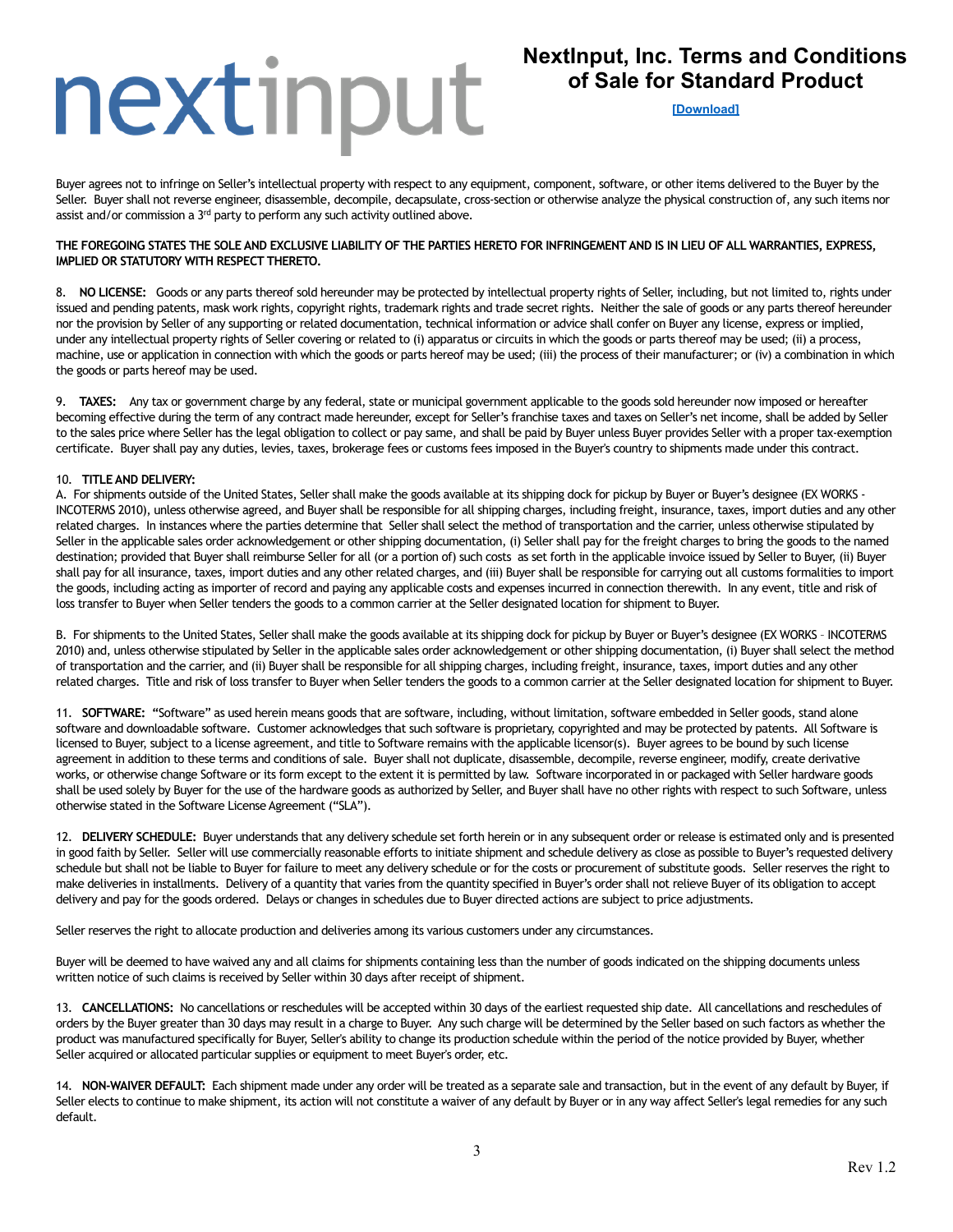Buyer agrees not to infringe on Seller's intellectual property with respect to any equipment, component, software, or other items delivered to the Buyer by the Seller. Buyer shall not reverse engineer, disassemble, decompile, decapsulate, cross-section or otherwise analyze the physical construction of, any such items nor assist and/or commission a 3rd party to perform any such activity outlined above.

**THE FOREGOING STATES THE SOLE AND EXCLUSIVE LIABILITY OF THE PARTIES HERETO FOR INFRINGEMENT AND IS IN LIEU OF ALL WARRANTIES, EXPRESS, IMPLIED OR STATUTORY WITH RESPECT THERETO.**

8. **NO LICENSE:** Goods or any parts thereof sold hereunder may be protected by intellectual property rights of Seller, including, but not limited to, rights under issued and pending patents, mask work rights, copyright rights, trademark rights and trade secret rights. Neither the sale of goods or any parts thereof hereunder nor the provision by Seller of any supporting or related documentation, technical information or advice shall confer on Buyer any license, express or implied, under any intellectual property rights of Seller covering or related to (i) apparatus or circuits in which the goods or parts thereof may be used; (ii) a process, machine, use or application in connection with which the goods or parts hereof may be used; (iii) the process of their manufacturer; or (iv) a combination in which the goods or parts hereof may be used.

9. **TAXES:** Any tax or government charge by any federal, state or municipal government applicable to the goods sold hereunder now imposed or hereafter becoming effective during the term of any contract made hereunder, except for Seller's franchise taxes and taxes on Seller's net income, shall be added by Seller to the sales price where Seller has the legal obligation to collect or pay same, and shall be paid by Buyer unless Buyer provides Seller with a proper tax-exemption certificate. Buyer shall pay any duties, levies, taxes, brokerage fees or customs fees imposed in the Buyer's country to shipments made under this contract.

10. **TITLE AND DELIVERY:**

A. For shipments outside of the United States, Seller shall make the goods available at its shipping dock for pickup by Buyer or Buyer's designee (EX WORKS - INCOTERMS 2010), unless otherwise agreed, and Buyer shall be responsible for all shipping charges, including freight, insurance, taxes, import duties and any other related charges. In instances where the parties determine that Seller shall select the method of transportation and the carrier, unless otherwise stipulated by Seller in the applicable sales order acknowledgement or other shipping documentation, (i) Seller shall pay for the freight charges to bring the goods to the named destination; provided that Buyer shall reimburse Seller for all (or a portion of) such costs as set forth in the applicable invoice issued by Seller to Buyer, (ii) Buyer shall pay for all insurance, taxes, import duties and any other related charges, and (iii) Buyer shall be responsible for carrying out all customs formalities to import the goods, including acting as importer of record and paying any applicable costs and expenses incurred in connection therewith. In any event, title and risk of loss transfer to Buyer when Seller tenders the goods to a common carrier at the Seller designated location for shipment to Buyer.

B. For shipments to the United States, Seller shall make the goods available at its shipping dock for pickup by Buyer or Buyer's designee (EX WORKS – INCOTERMS 2010) and, unless otherwise stipulated by Seller in the applicable sales order acknowledgement or other shipping documentation, (i) Buyer shall select the method of transportation and the carrier, and (ii) Buyer shall be responsible for all shipping charges, including freight, insurance, taxes, import duties and any other related charges. Title and risk of loss transfer to Buyer when Seller tenders the goods to a common carrier at the Seller designated location for shipment to Buyer.

11. **SOFTWARE:** "Software" as used herein means goods that are software, including, without limitation, software embedded in Seller goods, stand alone software and downloadable software. Customer acknowledges that such software is proprietary, copyrighted and may be protected by patents. All Software is licensed to Buyer, subject to a license agreement, and title to Software remains with the applicable licensor(s). Buyer agrees to be bound by such license agreement in addition to these terms and conditions of sale. Buyer shall not duplicate, disassemble, decompile, reverse engineer, modify, create derivative works, or otherwise change Software or its form except to the extent it is permitted by law. Software incorporated in or packaged with Seller hardware goods shall be used solely by Buyer for the use of the hardware goods as authorized by Seller, and Buyer shall have no other rights with respect to such Software, unless otherwise stated in the Software License Agreement ("SLA").

12. **DELIVERY SCHEDULE:** Buyer understands that any delivery schedule set forth herein or in any subsequent order or release is estimated only and is presented in good faith by Seller. Seller will use commercially reasonable efforts to initiate shipment and schedule delivery as close as possible to Buyer's requested delivery schedule but shall not be liable to Buyer for failure to meet any delivery schedule or for the costs or procurement of substitute goods. Seller reserves the right to make deliveries in installments. Delivery of a quantity that varies from the quantity specified in Buyer's order shall not relieve Buyer of its obligation to accept delivery and pay for the goods ordered. Delays or changes in schedules due to Buyer directed actions are subject to price adjustments.

Seller reserves the right to allocate production and deliveries among its various customers under any circumstances.

Buyer will be deemed to have waived any and all claims for shipments containing less than the number of goods indicated on the shipping documents unless written notice of such claims is received by Seller within 30 days after receipt of shipment.

13. **CANCELLATIONS:** No cancellations or reschedules will be accepted within 30 days of the earliest requested ship date. All cancellations and reschedules of orders by the Buyer greater than 30 days may result in a charge to Buyer. Any such charge will be determined by the Seller based on such factors as whether the product was manufactured specifically for Buyer, Seller's ability to change its production schedule within the period of the notice provided by Buyer, whether Seller acquired or allocated particular supplies or equipment to meet Buyer's order, etc.

14. **NON-WAIVER DEFAULT:** Each shipment made under any order will be treated as a separate sale and transaction, but in the event of any default by Buyer, if Seller elects to continue to make shipment, its action will not constitute a waiver of any default by Buyer or in any way affect Seller's legal remedies for any such default.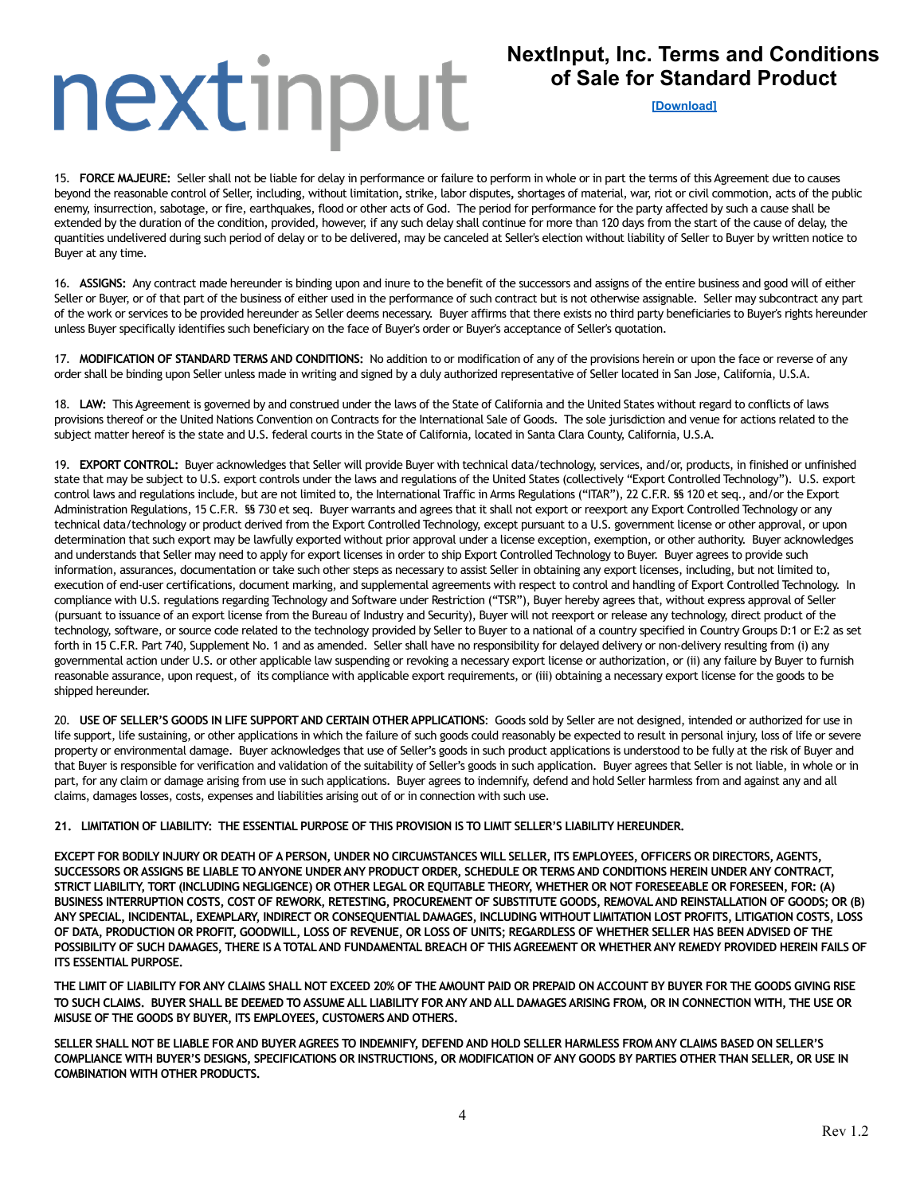15. **FORCE MAJEURE:** Seller shall not be liable for delay in performance or failure to perform in whole or in part the terms of this Agreement due to causes beyond the reasonable control of Seller, including, without limitation, strike, labor disputes, shortages of material, war, riot or civil commotion, acts of the public enemy, insurrection, sabotage, or fire, earthquakes, flood or other acts of God. The period for performance for the party affected by such a cause shall be extended by the duration of the condition, provided, however, if any such delay shall continue for more than 120 days from the start of the cause of delay, the quantities undelivered during such period of delay or to be delivered, may be canceled at Seller's election without liability of Seller to Buyer by written notice to Buyer at any time.

16. **ASSIGNS:** Any contract made hereunder is binding upon and inure to the benefit of the successors and assigns of the entire business and good will of either Seller or Buyer, or of that part of the business of either used in the performance of such contract but is not otherwise assignable. Seller may subcontract any part of the work or services to be provided hereunder as Seller deems necessary. Buyer affirms that there exists no third party beneficiaries to Buyer's rights hereunder unless Buyer specifically identifies such beneficiary on the face of Buyer's order or Buyer's acceptance of Seller's quotation.

17. **MODIFICATION OF STANDARD TERMS AND CONDITIONS:** No addition to or modification of any of the provisions herein or upon the face or reverse of any order shall be binding upon Seller unless made in writing and signed by a duly authorized representative of Seller located in San Jose, California, U.S.A.

18. **LAW:** This Agreement is governed by and construed under the laws of the State of California and the United States without regard to conflicts of laws provisions thereof or the United Nations Convention on Contracts for the International Sale of Goods. The sole jurisdiction and venue for actions related to the subject matter hereof is the state and U.S. federal courts in the State of California, located in Santa Clara County, California, U.S.A.

19. **EXPORT CONTROL:** Buyer acknowledges that Seller will provide Buyer with technical data/technology, services, and/or, products, in finished or unfinished state that may be subject to U.S. export controls under the laws and regulations of the United States (collectively "Export Controlled Technology"). U.S. export control laws and regulations include, but are not limited to, the International Traffic in Arms Regulations ("ITAR"), 22 C.F.R. §§ 120 et seq., and/or the Export Administration Regulations, 15 C.F.R. §§ 730 et seq. Buyer warrants and agrees that it shall not export or reexport any Export Controlled Technology or any technical data/technology or product derived from the Export Controlled Technology, except pursuant to a U.S. government license or other approval, or upon determination that such export may be lawfully exported without prior approval under a license exception, exemption, or other authority. Buyer acknowledges and understands that Seller may need to apply for export licenses in order to ship Export Controlled Technology to Buyer. Buyer agrees to provide such information, assurances, documentation or take such other steps as necessary to assist Seller in obtaining any export licenses, including, but not limited to, execution of end-user certifications, document marking, and supplemental agreements with respect to control and handling of Export Controlled Technology. In compliance with U.S. regulations regarding Technology and Software under Restriction ("TSR"), Buyer hereby agrees that, without express approval of Seller (pursuant to issuance of an export license from the Bureau of Industry and Security), Buyer will not reexport or release any technology, direct product of the technology, software, or source code related to the technology provided by Seller to Buyer to a national of a country specified in Country Groups D:1 or E:2 as set forth in 15 C.F.R. Part 740, Supplement No. 1 and as amended. Seller shall have no responsibility for delayed delivery or non-delivery resulting from (i) any governmental action under U.S. or other applicable law suspending or revoking a necessary export license or authorization, or (ii) any failure by Buyer to furnish reasonable assurance, upon request, of its compliance with applicable export requirements, or (iii) obtaining a necessary export license for the goods to be shipped hereunder.

20. **USE OF SELLER'S GOODS IN LIFE SUPPORT AND CERTAIN OTHER APPLICATIONS**: Goods sold by Seller are not designed, intended or authorized for use in life support, life sustaining, or other applications in which the failure of such goods could reasonably be expected to result in personal injury, loss of life or severe property or environmental damage. Buyer acknowledges that use of Seller's goods in such product applications is understood to be fully at the risk of Buyer and that Buyer is responsible for verification and validation of the suitability of Seller's goods in such application. Buyer agrees that Seller is not liable, in whole or in part, for any claim or damage arising from use in such applications. Buyer agrees to indemnify, defend and hold Seller harmless from and against any and all claims, damages losses, costs, expenses and liabilities arising out of or in connection with such use.

**21. LIMITATION OF LIABILITY: THE ESSENTIAL PURPOSE OF THIS PROVISION IS TO LIMIT SELLER'S LIABILITY HEREUNDER.**

**EXCEPT FOR BODILY INJURY OR DEATH OF A PERSON, UNDER NO CIRCUMSTANCES WILL SELLER, ITS EMPLOYEES, OFFICERS OR DIRECTORS, AGENTS, SUCCESSORS OR ASSIGNS BE LIABLE TO ANYONE UNDER ANY PRODUCT ORDER, SCHEDULE OR TERMS AND CONDITIONS HEREIN UNDER ANY CONTRACT, STRICT LIABILITY, TORT (INCLUDING NEGLIGENCE) OR OTHER LEGAL OR EQUITABLE THEORY, WHETHER OR NOT FORESEEABLE OR FORESEEN, FOR: (A) BUSINESS INTERRUPTION COSTS, COST OF REWORK, RETESTING, PROCUREMENT OF SUBSTITUTE GOODS, REMOVAL AND REINSTALLATION OF GOODS; OR (B) ANY SPECIAL, INCIDENTAL, EXEMPLARY, INDIRECT OR CONSEQUENTIAL DAMAGES, INCLUDING WITHOUT LIMITATION LOST PROFITS, LITIGATION COSTS, LOSS OF DATA, PRODUCTION OR PROFIT, GOODWILL, LOSS OF REVENUE, OR LOSS OF UNITS; REGARDLESS OF WHETHER SELLER HAS BEEN ADVISED OF THE POSSIBILITY OF SUCH DAMAGES, THERE IS A TOTAL AND FUNDAMENTAL BREACH OF THIS AGREEMENT OR WHETHER ANY REMEDY PROVIDED HEREIN FAILS OF ITS ESSENTIAL PURPOSE.**

**THE LIMIT OF LIABILITY FOR ANY CLAIMS SHALL NOT EXCEED 20% OF THE AMOUNT PAID OR PREPAID ON ACCOUNT BY BUYER FOR THE GOODS GIVING RISE TO SUCH CLAIMS. BUYER SHALL BE DEEMED TO ASSUME ALL LIABILITY FOR ANY AND ALL DAMAGES ARISING FROM, OR IN CONNECTION WITH, THE USE OR MISUSE OF THE GOODS BY BUYER, ITS EMPLOYEES, CUSTOMERS AND OTHERS.**

**SELLER SHALL NOT BE LIABLE FOR AND BUYER AGREES TO INDEMNIFY, DEFEND AND HOLD SELLER HARMLESS FROM ANY CLAIMS BASED ON SELLER'S COMPLIANCE WITH BUYER'S DESIGNS, SPECIFICATIONS OR INSTRUCTIONS, OR MODIFICATION OF ANY GOODS BY PARTIES OTHER THAN SELLER, OR USE IN COMBINATION WITH OTHER PRODUCTS.**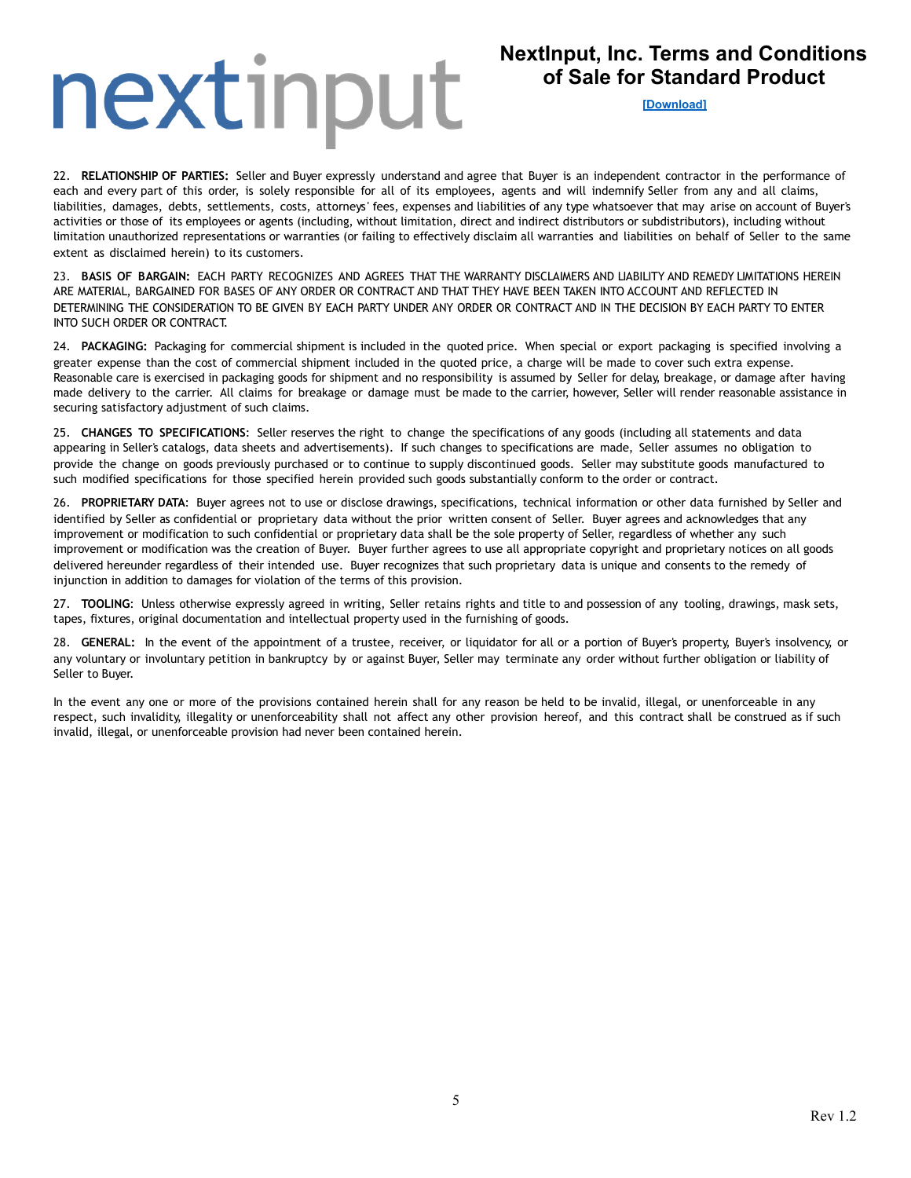22. **RELATIONSHIP OF PARTIES:** Seller and Buyer expressly understand and agree that Buyer is an independent contractor in the performance of each and every part of this order, is solely responsible for all of its employees, agents and will indemnify Seller from any and all claims, liabilities, damages, debts, settlements, costs, attorneys' fees, expenses and liabilities of any type whatsoever that may arise on account of Buyer's activities or those of its employees or agents (including, without limitation, direct and indirect distributors or subdistributors), including without limitation unauthorized representations or warranties (or failing to effectively disclaim all warranties and liabilities on behalf of Seller to the same extent as disclaimed herein) to its customers.

23. **BASIS OF BARGAIN:** EACH PARTY RECOGNIZES AND AGREES THAT THE WARRANTY DISCLAIMERS AND LIABILITY AND REMEDY LIMITATIONS HEREIN ARE MATERIAL, BARGAINED FOR BASES OF ANY ORDER OR CONTRACT AND THAT THEY HAVE BEEN TAKEN INTO ACCOUNT AND REFLECTED IN DETERMINING THE CONSIDERATION TO BE GIVEN BY EACH PARTY UNDER ANY ORDER OR CONTRACT AND IN THE DECISION BY EACH PARTY TO ENTER INTO SUCH ORDER OR CONTRACT.

24. **PACKAGING:** Packaging for commercial shipment is included in the quoted price. When special or export packaging is specified involving a greater expense than the cost of commercial shipment included in the quoted price, a charge will be made to cover such extra expense. Reasonable care is exercised in packaging goods for shipment and no responsibility is assumed by Seller for delay, breakage, or damage after having made delivery to the carrier. All claims for breakage or damage must be made to the carrier, however, Seller will render reasonable assistance in securing satisfactory adjustment of such claims.

25. **CHANGES TO SPECIFICATIONS**: Seller reserves the right to change the specifications of any goods (including all statements and data appearing in Seller's catalogs, data sheets and advertisements). If such changes to specifications are made, Seller assumes no obligation to provide the change on goods previously purchased or to continue to supply discontinued goods. Seller may substitute goods manufactured to such modified specifications for those specified herein provided such goods substantially conform to the order or contract.

26. **PROPRIETARY DATA**: Buyer agrees not to use or disclose drawings, specifications, technical information or other data furnished by Seller and identified by Seller as confidential or proprietary data without the prior written consent of Seller. Buyer agrees and acknowledges that any improvement or modification to such confidential or proprietary data shall be the sole property of Seller, regardless of whether any such improvement or modification was the creation of Buyer. Buyer further agrees to use all appropriate copyright and proprietary notices on all goods delivered hereunder regardless of their intended use. Buyer recognizes that such proprietary data is unique and consents to the remedy of injunction in addition to damages for violation of the terms of this provision.

27. **TOOLING**: Unless otherwise expressly agreed in writing, Seller retains rights and title to and possession of any tooling, drawings, mask sets, tapes, fixtures, original documentation and intellectual property used in the furnishing of goods.

28. **GENERAL:** In the event of the appointment of a trustee, receiver, or liquidator for all or a portion of Buyer's property, Buyer's insolvency, or any voluntary or involuntary petition in bankruptcy by or against Buyer, Seller may terminate any order without further obligation or liability of Seller to Buyer.

In the event any one or more of the provisions contained herein shall for any reason be held to be invalid, illegal, or unenforceable in any respect, such invalidity, illegality or unenforceability shall not affect any other provision hereof, and this contract shall be construed as if such invalid, illegal, or unenforceable provision had never been contained herein.